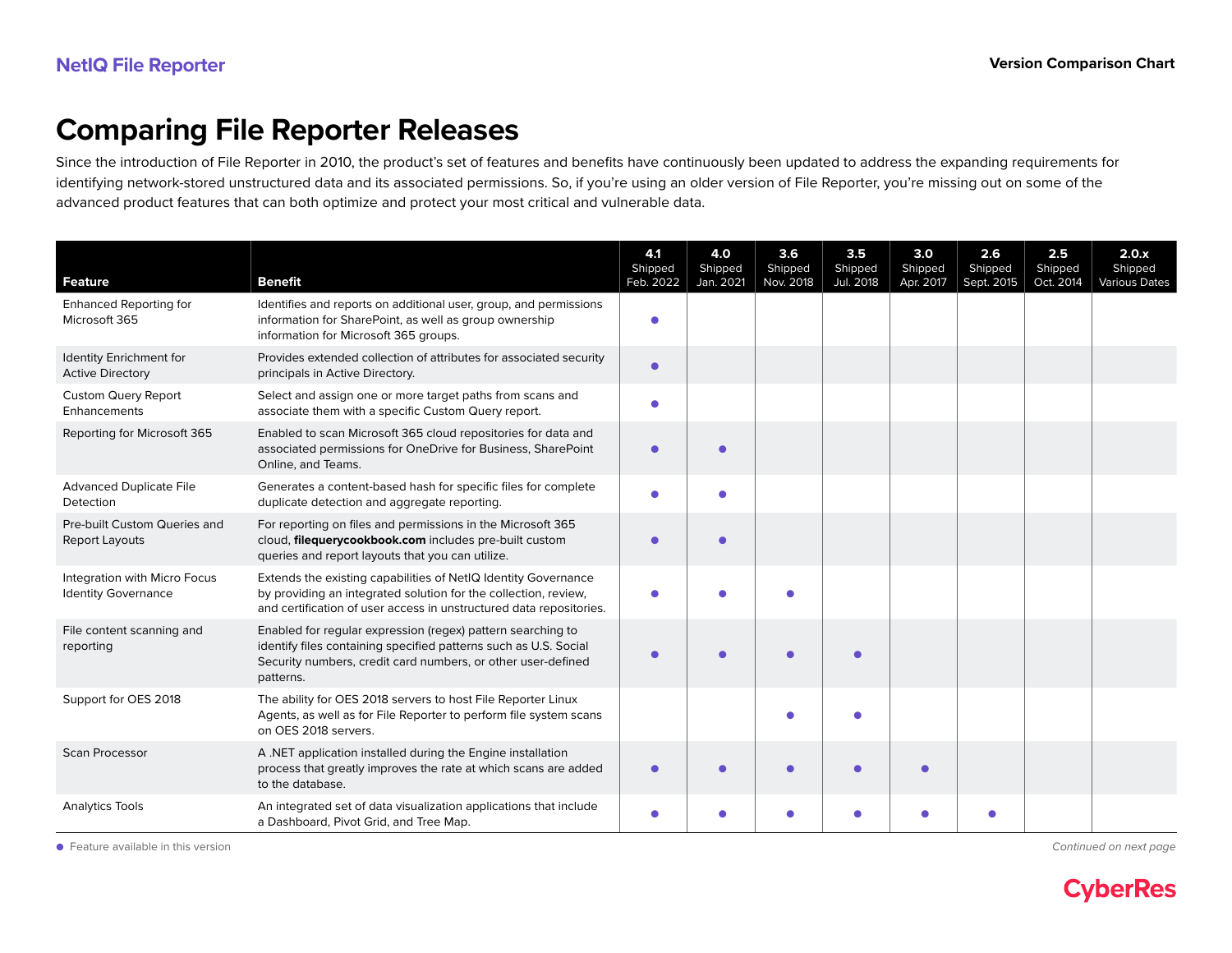# Comparing File Reporter Releases

Since the introduction of File Reporter in 2010, the product's set of features and benefits have continuously been updated to address the expanding requirements for identifying network-stored unstructured data and its associated permissions. So, if you're using an older version of File Reporter, you're missing out on some of the advanced product features that can both optimize and protect your most critical and vulnerable data.

| Feature | Benefit | 4.1 Shipped Feb. 2022 | 4.0 Shipped Jan. 2021 | 3.6 Shipped Nov. 2018 | 3.5 Shipped Jul. 2018 | 3.0 Shipped Apr. 2017 | 2.6 Shipped Sept. 2015 | 2.5 Shipped Oct. 2014 | 2.0.x Shipped Various Dates |
|---|---|---|---|---|---|---|---|---|---|
| Enhanced Reporting for Microsoft 365 | Identifies and reports on additional user, group, and permissions information for SharePoint, as well as group ownership information for Microsoft 365 groups. | ● | | | | | | | |
| Identity Enrichment for Active Directory | Provides extended collection of attributes for associated security principals in Active Directory. | ● | | | | | | | |
| Custom Query Report Enhancements | Select and assign one or more target paths from scans and associate them with a specific Custom Query report. | ● | | | | | | | |
| Reporting for Microsoft 365 | Enabled to scan Microsoft 365 cloud repositories for data and associated permissions for OneDrive for Business, SharePoint Online, and Teams. | ● | ● | | | | | | |
| Advanced Duplicate File Detection | Generates a content-based hash for specific files for complete duplicate detection and aggregate reporting. | ● | ● | | | | | | |
| Pre-built Custom Queries and Report Layouts | For reporting on files and permissions in the Microsoft 365 cloud, **filequerycookbook.com** includes pre-built custom queries and report layouts that you can utilize. | ● | ● | | | | | | |
| Integration with Micro Focus Identity Governance | Extends the existing capabilities of NetIQ Identity Governance by providing an integrated solution for the collection, review, and certification of user access in unstructured data repositories. | ● | ● | ● | | | | | |
| File content scanning and reporting | Enabled for regular expression (regex) pattern searching to identify files containing specified patterns such as U.S. Social Security numbers, credit card numbers, or other user-defined patterns. | ● | ● | ● | ● | | | | |
| Support for OES 2018 | The ability for OES 2018 servers to host File Reporter Linux Agents, as well as for File Reporter to perform file system scans on OES 2018 servers. | | | ● | ● | | | | |
| Scan Processor | A .NET application installed during the Engine installation process that greatly improves the rate at which scans are added to the database. | ● | ● | ● | ● | ● | | | |
| Analytics Tools | An integrated set of data visualization applications that include a Dashboard, Pivot Grid, and Tree Map. | ● | ● | ● | ● | ● | ● | | |

● Feature available in this version

*Continued on next page*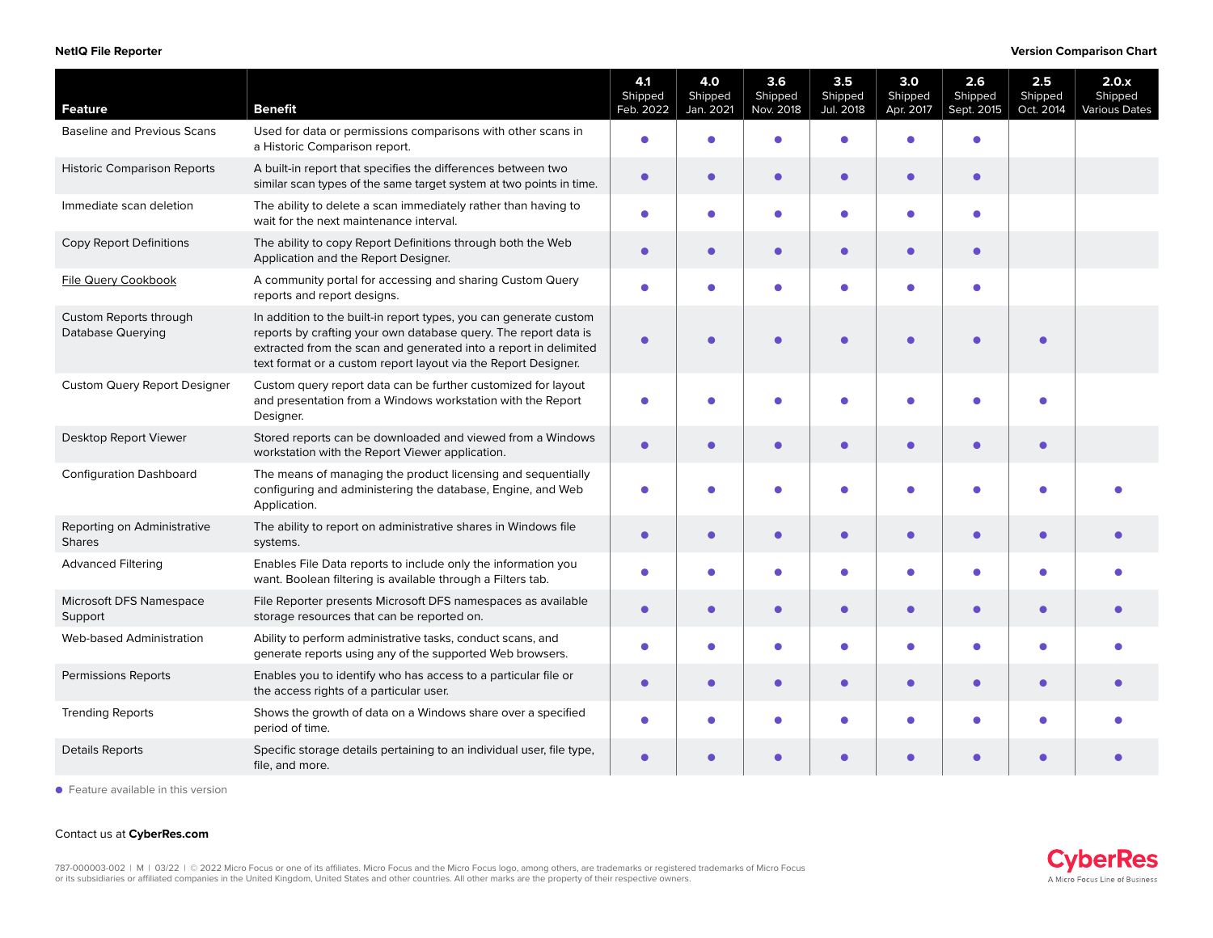| Feature | Benefit | 4.1 Shipped Feb. 2022 | 4.0 Shipped Jan. 2021 | 3.6 Shipped Nov. 2018 | 3.5 Shipped Jul. 2018 | 3.0 Shipped Apr. 2017 | 2.6 Shipped Sept. 2015 | 2.5 Shipped Oct. 2014 | 2.0.x Shipped Various Dates |
|---|---|---|---|---|---|---|---|---|---|
| Baseline and Previous Scans | Used for data or permissions comparisons with other scans in a Historic Comparison report. | ● | ● | ● | ● | ● | ● | | |
| Historic Comparison Reports | A built-in report that specifies the differences between two similar scan types of the same target system at two points in time. | ● | ● | ● | ● | ● | ● | | |
| Immediate scan deletion | The ability to delete a scan immediately rather than having to wait for the next maintenance interval. | ● | ● | ● | ● | ● | ● | | |
| Copy Report Definitions | The ability to copy Report Definitions through both the Web Application and the Report Designer. | ● | ● | ● | ● | ● | ● | | |
| File Query Cookbook | A community portal for accessing and sharing Custom Query reports and report designs. | ● | ● | ● | ● | ● | ● | | |
| Custom Reports through Database Querying | In addition to the built-in report types, you can generate custom reports by crafting your own database query. The report data is extracted from the scan and generated into a report in delimited text format or a custom report layout via the Report Designer. | ● | ● | ● | ● | ● | ● | ● | |
| Custom Query Report Designer | Custom query report data can be further customized for layout and presentation from a Windows workstation with the Report Designer. | ● | ● | ● | ● | ● | ● | ● | |
| Desktop Report Viewer | Stored reports can be downloaded and viewed from a Windows workstation with the Report Viewer application. | ● | ● | ● | ● | ● | ● | ● | |
| Configuration Dashboard | The means of managing the product licensing and sequentially configuring and administering the database, Engine, and Web Application. | ● | ● | ● | ● | ● | ● | ● | ● |
| Reporting on Administrative Shares | The ability to report on administrative shares in Windows file systems. | ● | ● | ● | ● | ● | ● | ● | ● |
| Advanced Filtering | Enables File Data reports to include only the information you want. Boolean filtering is available through a Filters tab. | ● | ● | ● | ● | ● | ● | ● | ● |
| Microsoft DFS Namespace Support | File Reporter presents Microsoft DFS namespaces as available storage resources that can be reported on. | ● | ● | ● | ● | ● | ● | ● | ● |
| Web-based Administration | Ability to perform administrative tasks, conduct scans, and generate reports using any of the supported Web browsers. | ● | ● | ● | ● | ● | ● | ● | ● |
| Permissions Reports | Enables you to identify who has access to a particular file or the access rights of a particular user. | ● | ● | ● | ● | ● | ● | ● | ● |
| Trending Reports | Shows the growth of data on a Windows share over a specified period of time. | ● | ● | ● | ● | ● | ● | ● | ● |
| Details Reports | Specific storage details pertaining to an individual user, file type, file, and more. | ● | ● | ● | ● | ● | ● | ● | ● |

● Feature available in this version

Contact us at **CyberRes.com**

787-000003-002 | M | 03/22 | © 2022 Micro Focus or one of its affiliates. Micro Focus and the Micro Focus logo, among others, are trademarks or registered trademarks of Micro Focus or its subsidiaries or affiliated companies in the United Kingdom, United States and other countries. All other marks are the property of their respective owners.

CyberRes
A Micro Focus Line of Business